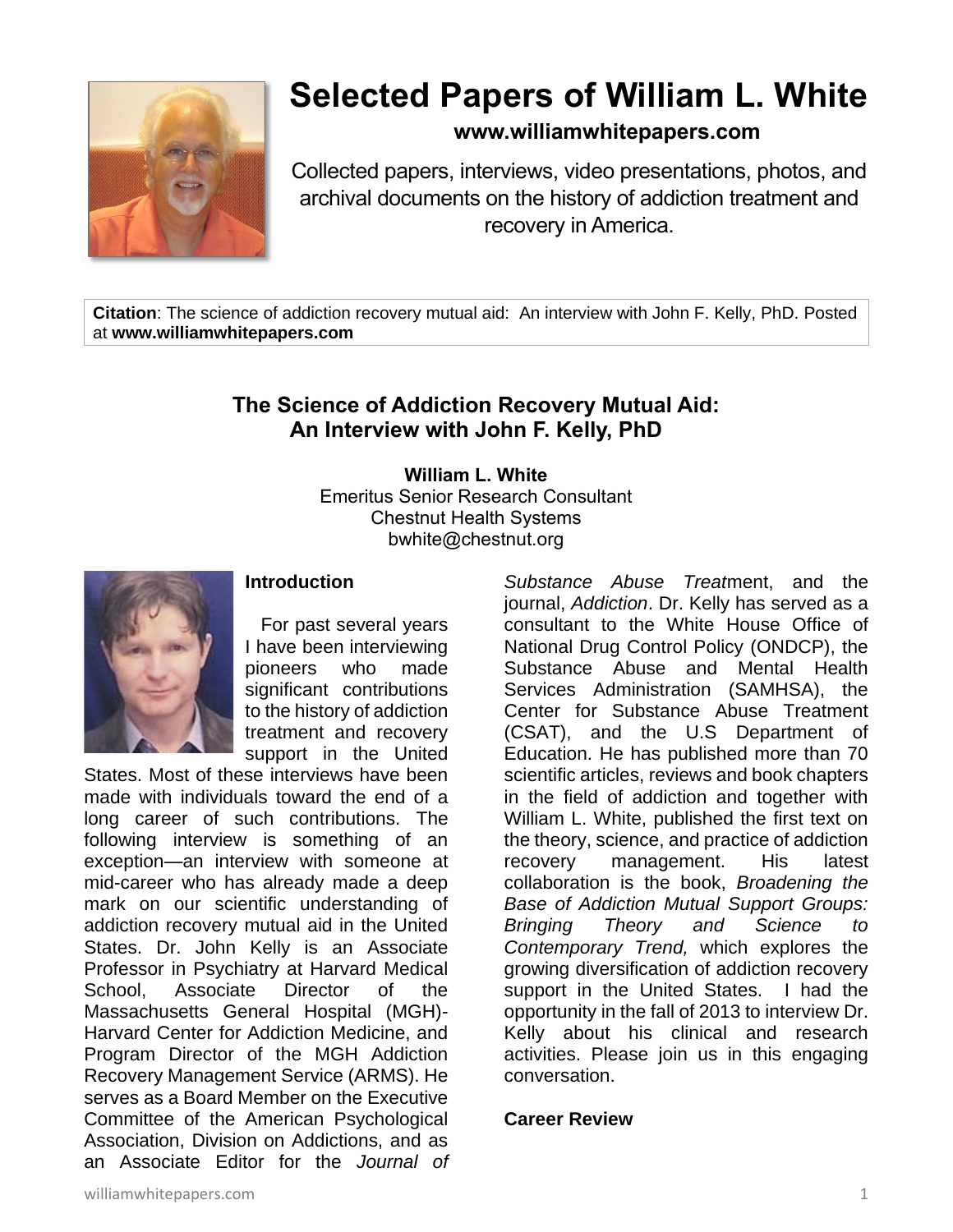# Selected Papers of William L. White

**www.williamwhitepapers.com**

Collected papers, interviews, video presentations, photos, and archival documents on the history of addiction treatment and recovery in America.

**Citation**: The science of addiction recovery mutual aid: An interview with John F. Kelly, PhD. Posted at **www.williamwhitepapers.com**

## The Science of Addiction Recovery Mutual Aid: An Interview with John F. Kelly, PhD

**William L. White**
Emeritus Senior Research Consultant
Chestnut Health Systems
bwhite@chestnut.org

### Introduction

For past several years I have been interviewing pioneers who made significant contributions to the history of addiction treatment and recovery support in the United States. Most of these interviews have been made with individuals toward the end of a long career of such contributions. The following interview is something of an exception—an interview with someone at mid-career who has already made a deep mark on our scientific understanding of addiction recovery mutual aid in the United States. Dr. John Kelly is an Associate Professor in Psychiatry at Harvard Medical School, Associate Director of the Massachusetts General Hospital (MGH)-Harvard Center for Addiction Medicine, and Program Director of the MGH Addiction Recovery Management Service (ARMS). He serves as a Board Member on the Executive Committee of the American Psychological Association, Division on Addictions, and as an Associate Editor for the *Journal of Substance Abuse Treat*ment, and the journal, *Addiction*. Dr. Kelly has served as a consultant to the White House Office of National Drug Control Policy (ONDCP), the Substance Abuse and Mental Health Services Administration (SAMHSA), the Center for Substance Abuse Treatment (CSAT), and the U.S Department of Education. He has published more than 70 scientific articles, reviews and book chapters in the field of addiction and together with William L. White, published the first text on the theory, science, and practice of addiction recovery management. His latest collaboration is the book, *Broadening the Base of Addiction Mutual Support Groups: Bringing Theory and Science to Contemporary Trend,* which explores the growing diversification of addiction recovery support in the United States. I had the opportunity in the fall of 2013 to interview Dr. Kelly about his clinical and research activities. Please join us in this engaging conversation.

### Career Review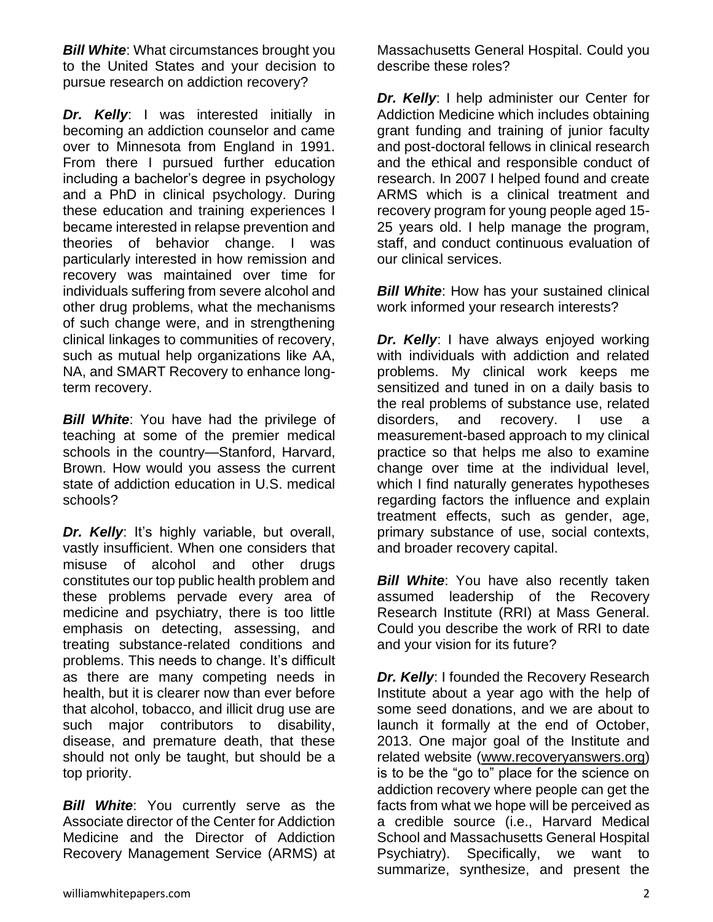***Bill White***: What circumstances brought you to the United States and your decision to pursue research on addiction recovery?

***Dr. Kelly***: I was interested initially in becoming an addiction counselor and came over to Minnesota from England in 1991. From there I pursued further education including a bachelor's degree in psychology and a PhD in clinical psychology. During these education and training experiences I became interested in relapse prevention and theories of behavior change. I was particularly interested in how remission and recovery was maintained over time for individuals suffering from severe alcohol and other drug problems, what the mechanisms of such change were, and in strengthening clinical linkages to communities of recovery, such as mutual help organizations like AA, NA, and SMART Recovery to enhance long-term recovery.

***Bill White***: You have had the privilege of teaching at some of the premier medical schools in the country—Stanford, Harvard, Brown. How would you assess the current state of addiction education in U.S. medical schools?

***Dr. Kelly***: It's highly variable, but overall, vastly insufficient. When one considers that misuse of alcohol and other drugs constitutes our top public health problem and these problems pervade every area of medicine and psychiatry, there is too little emphasis on detecting, assessing, and treating substance-related conditions and problems. This needs to change. It's difficult as there are many competing needs in health, but it is clearer now than ever before that alcohol, tobacco, and illicit drug use are such major contributors to disability, disease, and premature death, that these should not only be taught, but should be a top priority.

***Bill White***: You currently serve as the Associate director of the Center for Addiction Medicine and the Director of Addiction Recovery Management Service (ARMS) at Massachusetts General Hospital. Could you describe these roles?

***Dr. Kelly***: I help administer our Center for Addiction Medicine which includes obtaining grant funding and training of junior faculty and post-doctoral fellows in clinical research and the ethical and responsible conduct of research. In 2007 I helped found and create ARMS which is a clinical treatment and recovery program for young people aged 15-25 years old. I help manage the program, staff, and conduct continuous evaluation of our clinical services.

***Bill White***: How has your sustained clinical work informed your research interests?

***Dr. Kelly***: I have always enjoyed working with individuals with addiction and related problems. My clinical work keeps me sensitized and tuned in on a daily basis to the real problems of substance use, related disorders, and recovery. I use a measurement-based approach to my clinical practice so that helps me also to examine change over time at the individual level, which I find naturally generates hypotheses regarding factors the influence and explain treatment effects, such as gender, age, primary substance of use, social contexts, and broader recovery capital.

***Bill White***: You have also recently taken assumed leadership of the Recovery Research Institute (RRI) at Mass General. Could you describe the work of RRI to date and your vision for its future?

***Dr. Kelly***: I founded the Recovery Research Institute about a year ago with the help of some seed donations, and we are about to launch it formally at the end of October, 2013. One major goal of the Institute and related website (www.recoveryanswers.org) is to be the "go to" place for the science on addiction recovery where people can get the facts from what we hope will be perceived as a credible source (i.e., Harvard Medical School and Massachusetts General Hospital Psychiatry). Specifically, we want to summarize, synthesize, and present the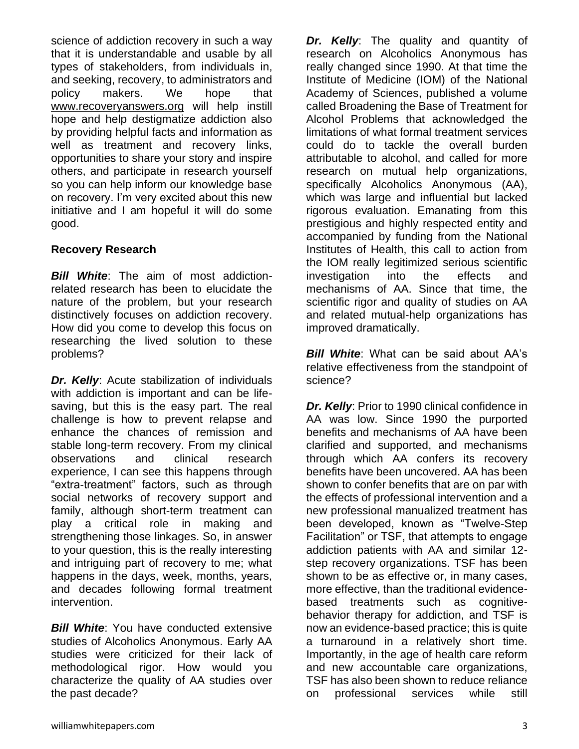science of addiction recovery in such a way that it is understandable and usable by all types of stakeholders, from individuals in, and seeking, recovery, to administrators and policy makers. We hope that www.recoveryanswers.org will help instill hope and help destigmatize addiction also by providing helpful facts and information as well as treatment and recovery links, opportunities to share your story and inspire others, and participate in research yourself so you can help inform our knowledge base on recovery. I'm very excited about this new initiative and I am hopeful it will do some good.

**Recovery Research**

***Bill White***: The aim of most addiction-related research has been to elucidate the nature of the problem, but your research distinctively focuses on addiction recovery. How did you come to develop this focus on researching the lived solution to these problems?

***Dr. Kelly***: Acute stabilization of individuals with addiction is important and can be life-saving, but this is the easy part. The real challenge is how to prevent relapse and enhance the chances of remission and stable long-term recovery. From my clinical observations and clinical research experience, I can see this happens through "extra-treatment" factors, such as through social networks of recovery support and family, although short-term treatment can play a critical role in making and strengthening those linkages. So, in answer to your question, this is the really interesting and intriguing part of recovery to me; what happens in the days, week, months, years, and decades following formal treatment intervention.

***Bill White***: You have conducted extensive studies of Alcoholics Anonymous. Early AA studies were criticized for their lack of methodological rigor. How would you characterize the quality of AA studies over the past decade?

***Dr. Kelly***: The quality and quantity of research on Alcoholics Anonymous has really changed since 1990. At that time the Institute of Medicine (IOM) of the National Academy of Sciences, published a volume called Broadening the Base of Treatment for Alcohol Problems that acknowledged the limitations of what formal treatment services could do to tackle the overall burden attributable to alcohol, and called for more research on mutual help organizations, specifically Alcoholics Anonymous (AA), which was large and influential but lacked rigorous evaluation. Emanating from this prestigious and highly respected entity and accompanied by funding from the National Institutes of Health, this call to action from the IOM really legitimized serious scientific investigation into the effects and mechanisms of AA. Since that time, the scientific rigor and quality of studies on AA and related mutual-help organizations has improved dramatically.

***Bill White***: What can be said about AA's relative effectiveness from the standpoint of science?

***Dr. Kelly***: Prior to 1990 clinical confidence in AA was low. Since 1990 the purported benefits and mechanisms of AA have been clarified and supported, and mechanisms through which AA confers its recovery benefits have been uncovered. AA has been shown to confer benefits that are on par with the effects of professional intervention and a new professional manualized treatment has been developed, known as "Twelve-Step Facilitation" or TSF, that attempts to engage addiction patients with AA and similar 12-step recovery organizations. TSF has been shown to be as effective or, in many cases, more effective, than the traditional evidence-based treatments such as cognitive-behavior therapy for addiction, and TSF is now an evidence-based practice; this is quite a turnaround in a relatively short time. Importantly, in the age of health care reform and new accountable care organizations, TSF has also been shown to reduce reliance on professional services while still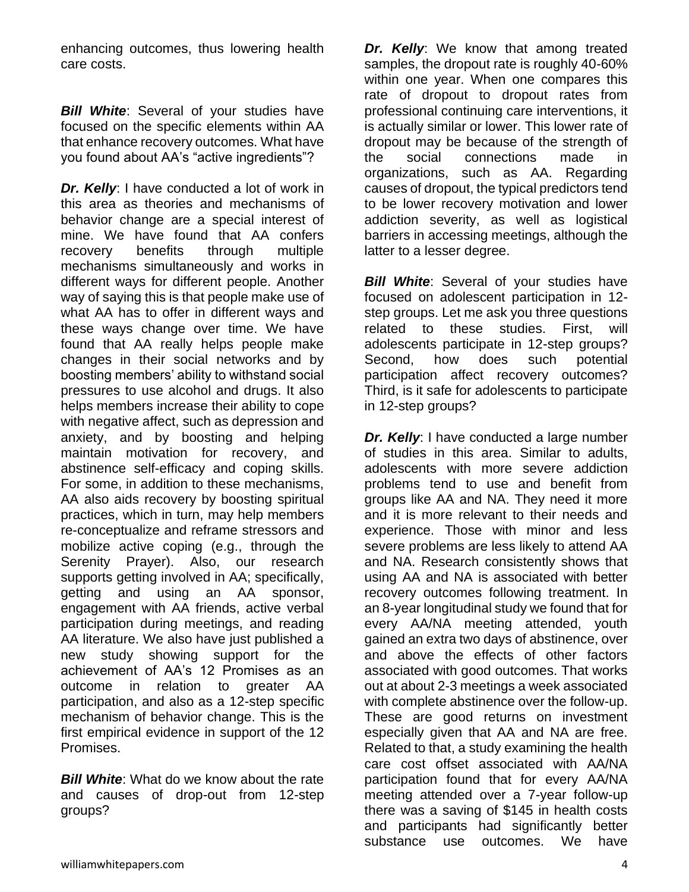enhancing outcomes, thus lowering health care costs.

***Bill White***: Several of your studies have focused on the specific elements within AA that enhance recovery outcomes. What have you found about AA's "active ingredients"?

***Dr. Kelly***: I have conducted a lot of work in this area as theories and mechanisms of behavior change are a special interest of mine. We have found that AA confers recovery benefits through multiple mechanisms simultaneously and works in different ways for different people. Another way of saying this is that people make use of what AA has to offer in different ways and these ways change over time. We have found that AA really helps people make changes in their social networks and by boosting members' ability to withstand social pressures to use alcohol and drugs. It also helps members increase their ability to cope with negative affect, such as depression and anxiety, and by boosting and helping maintain motivation for recovery, and abstinence self-efficacy and coping skills. For some, in addition to these mechanisms, AA also aids recovery by boosting spiritual practices, which in turn, may help members re-conceptualize and reframe stressors and mobilize active coping (e.g., through the Serenity Prayer). Also, our research supports getting involved in AA; specifically, getting and using an AA sponsor, engagement with AA friends, active verbal participation during meetings, and reading AA literature. We also have just published a new study showing support for the achievement of AA's 12 Promises as an outcome in relation to greater AA participation, and also as a 12-step specific mechanism of behavior change. This is the first empirical evidence in support of the 12 Promises.

***Bill White***: What do we know about the rate and causes of drop-out from 12-step groups?

***Dr. Kelly***: We know that among treated samples, the dropout rate is roughly 40-60% within one year. When one compares this rate of dropout to dropout rates from professional continuing care interventions, it is actually similar or lower. This lower rate of dropout may be because of the strength of the social connections made in organizations, such as AA. Regarding causes of dropout, the typical predictors tend to be lower recovery motivation and lower addiction severity, as well as logistical barriers in accessing meetings, although the latter to a lesser degree.

***Bill White***: Several of your studies have focused on adolescent participation in 12-step groups. Let me ask you three questions related to these studies. First, will adolescents participate in 12-step groups? Second, how does such potential participation affect recovery outcomes? Third, is it safe for adolescents to participate in 12-step groups?

***Dr. Kelly***: I have conducted a large number of studies in this area. Similar to adults, adolescents with more severe addiction problems tend to use and benefit from groups like AA and NA. They need it more and it is more relevant to their needs and experience. Those with minor and less severe problems are less likely to attend AA and NA. Research consistently shows that using AA and NA is associated with better recovery outcomes following treatment. In an 8-year longitudinal study we found that for every AA/NA meeting attended, youth gained an extra two days of abstinence, over and above the effects of other factors associated with good outcomes. That works out at about 2-3 meetings a week associated with complete abstinence over the follow-up. These are good returns on investment especially given that AA and NA are free. Related to that, a study examining the health care cost offset associated with AA/NA participation found that for every AA/NA meeting attended over a 7-year follow-up there was a saving of $145 in health costs and participants had significantly better substance use outcomes. We have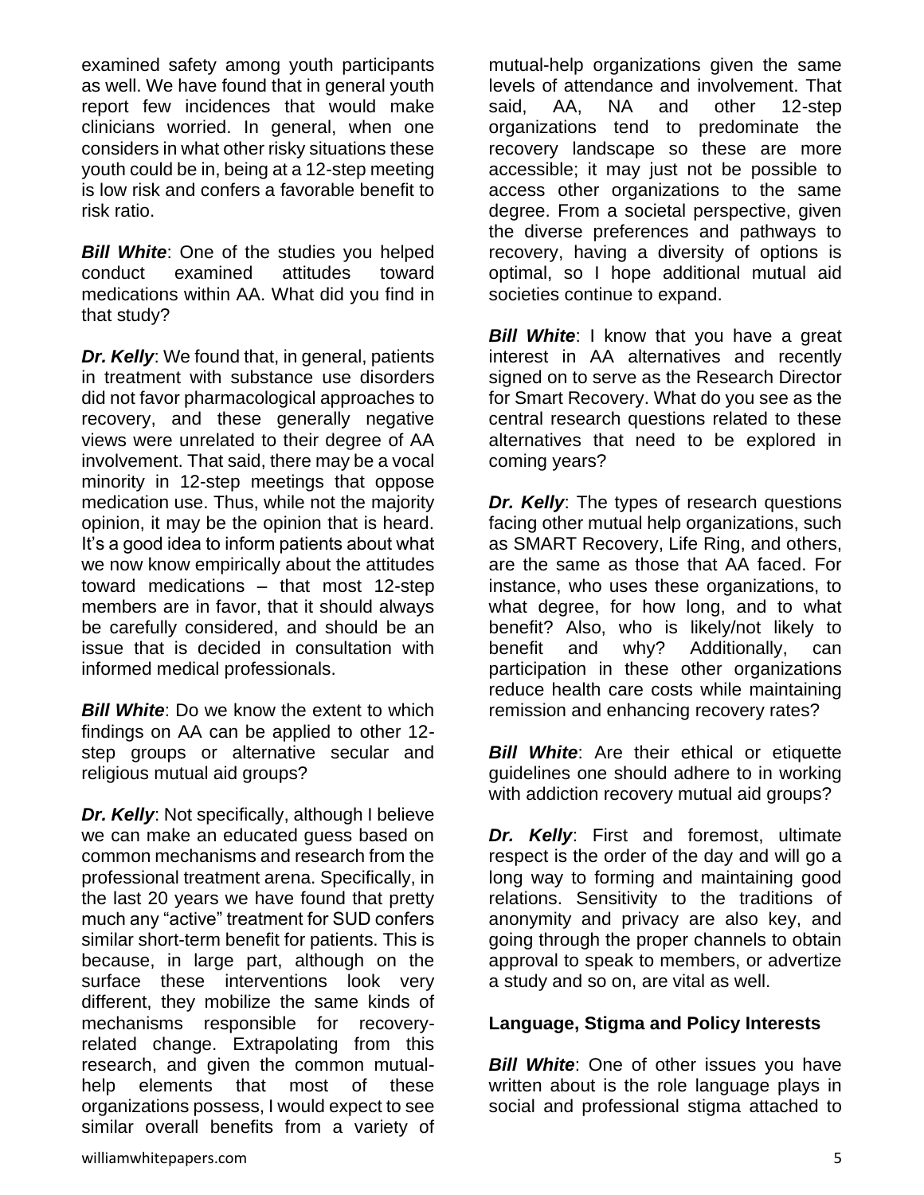examined safety among youth participants as well. We have found that in general youth report few incidences that would make clinicians worried. In general, when one considers in what other risky situations these youth could be in, being at a 12-step meeting is low risk and confers a favorable benefit to risk ratio.

***Bill White***: One of the studies you helped conduct examined attitudes toward medications within AA. What did you find in that study?

***Dr. Kelly***: We found that, in general, patients in treatment with substance use disorders did not favor pharmacological approaches to recovery, and these generally negative views were unrelated to their degree of AA involvement. That said, there may be a vocal minority in 12-step meetings that oppose medication use. Thus, while not the majority opinion, it may be the opinion that is heard. It's a good idea to inform patients about what we now know empirically about the attitudes toward medications – that most 12-step members are in favor, that it should always be carefully considered, and should be an issue that is decided in consultation with informed medical professionals.

***Bill White***: Do we know the extent to which findings on AA can be applied to other 12-step groups or alternative secular and religious mutual aid groups?

***Dr. Kelly***: Not specifically, although I believe we can make an educated guess based on common mechanisms and research from the professional treatment arena. Specifically, in the last 20 years we have found that pretty much any "active" treatment for SUD confers similar short-term benefit for patients. This is because, in large part, although on the surface these interventions look very different, they mobilize the same kinds of mechanisms responsible for recovery-related change. Extrapolating from this research, and given the common mutual-help elements that most of these organizations possess, I would expect to see similar overall benefits from a variety of mutual-help organizations given the same levels of attendance and involvement. That said, AA, NA and other 12-step organizations tend to predominate the recovery landscape so these are more accessible; it may just not be possible to access other organizations to the same degree. From a societal perspective, given the diverse preferences and pathways to recovery, having a diversity of options is optimal, so I hope additional mutual aid societies continue to expand.

***Bill White***: I know that you have a great interest in AA alternatives and recently signed on to serve as the Research Director for Smart Recovery. What do you see as the central research questions related to these alternatives that need to be explored in coming years?

***Dr. Kelly***: The types of research questions facing other mutual help organizations, such as SMART Recovery, Life Ring, and others, are the same as those that AA faced. For instance, who uses these organizations, to what degree, for how long, and to what benefit? Also, who is likely/not likely to benefit and why? Additionally, can participation in these other organizations reduce health care costs while maintaining remission and enhancing recovery rates?

***Bill White***: Are their ethical or etiquette guidelines one should adhere to in working with addiction recovery mutual aid groups?

***Dr. Kelly***: First and foremost, ultimate respect is the order of the day and will go a long way to forming and maintaining good relations. Sensitivity to the traditions of anonymity and privacy are also key, and going through the proper channels to obtain approval to speak to members, or advertize a study and so on, are vital as well.

## Language, Stigma and Policy Interests

***Bill White***: One of other issues you have written about is the role language plays in social and professional stigma attached to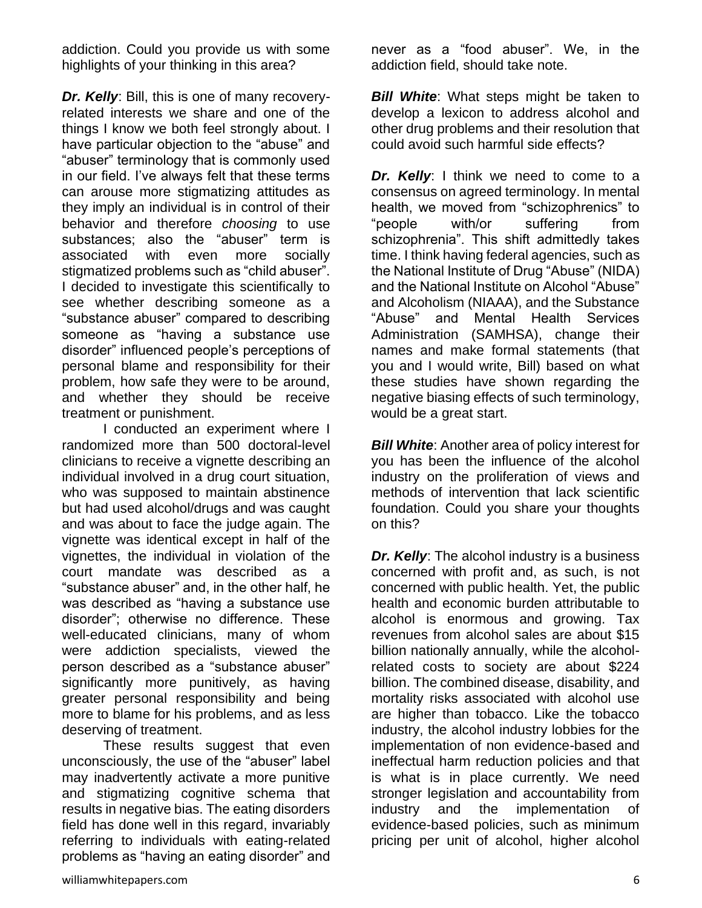addiction. Could you provide us with some highlights of your thinking in this area?

***Dr. Kelly***: Bill, this is one of many recovery-related interests we share and one of the things I know we both feel strongly about. I have particular objection to the "abuse" and "abuser" terminology that is commonly used in our field. I've always felt that these terms can arouse more stigmatizing attitudes as they imply an individual is in control of their behavior and therefore *choosing* to use substances; also the "abuser" term is associated with even more socially stigmatized problems such as "child abuser". I decided to investigate this scientifically to see whether describing someone as a "substance abuser" compared to describing someone as "having a substance use disorder" influenced people's perceptions of personal blame and responsibility for their problem, how safe they were to be around, and whether they should be receive treatment or punishment.

I conducted an experiment where I randomized more than 500 doctoral-level clinicians to receive a vignette describing an individual involved in a drug court situation, who was supposed to maintain abstinence but had used alcohol/drugs and was caught and was about to face the judge again. The vignette was identical except in half of the vignettes, the individual in violation of the court mandate was described as a "substance abuser" and, in the other half, he was described as "having a substance use disorder"; otherwise no difference. These well-educated clinicians, many of whom were addiction specialists, viewed the person described as a "substance abuser" significantly more punitively, as having greater personal responsibility and being more to blame for his problems, and as less deserving of treatment.

These results suggest that even unconsciously, the use of the "abuser" label may inadvertently activate a more punitive and stigmatizing cognitive schema that results in negative bias. The eating disorders field has done well in this regard, invariably referring to individuals with eating-related problems as "having an eating disorder" and never as a "food abuser". We, in the addiction field, should take note.

***Bill White***: What steps might be taken to develop a lexicon to address alcohol and other drug problems and their resolution that could avoid such harmful side effects?

***Dr. Kelly***: I think we need to come to a consensus on agreed terminology. In mental health, we moved from "schizophrenics" to "people with/or suffering from schizophrenia". This shift admittedly takes time. I think having federal agencies, such as the National Institute of Drug "Abuse" (NIDA) and the National Institute on Alcohol "Abuse" and Alcoholism (NIAAA), and the Substance "Abuse" and Mental Health Services Administration (SAMHSA), change their names and make formal statements (that you and I would write, Bill) based on what these studies have shown regarding the negative biasing effects of such terminology, would be a great start.

***Bill White***: Another area of policy interest for you has been the influence of the alcohol industry on the proliferation of views and methods of intervention that lack scientific foundation. Could you share your thoughts on this?

***Dr. Kelly***: The alcohol industry is a business concerned with profit and, as such, is not concerned with public health. Yet, the public health and economic burden attributable to alcohol is enormous and growing. Tax revenues from alcohol sales are about $15 billion nationally annually, while the alcohol-related costs to society are about $224 billion. The combined disease, disability, and mortality risks associated with alcohol use are higher than tobacco. Like the tobacco industry, the alcohol industry lobbies for the implementation of non evidence-based and ineffectual harm reduction policies and that is what is in place currently. We need stronger legislation and accountability from industry and the implementation of evidence-based policies, such as minimum pricing per unit of alcohol, higher alcohol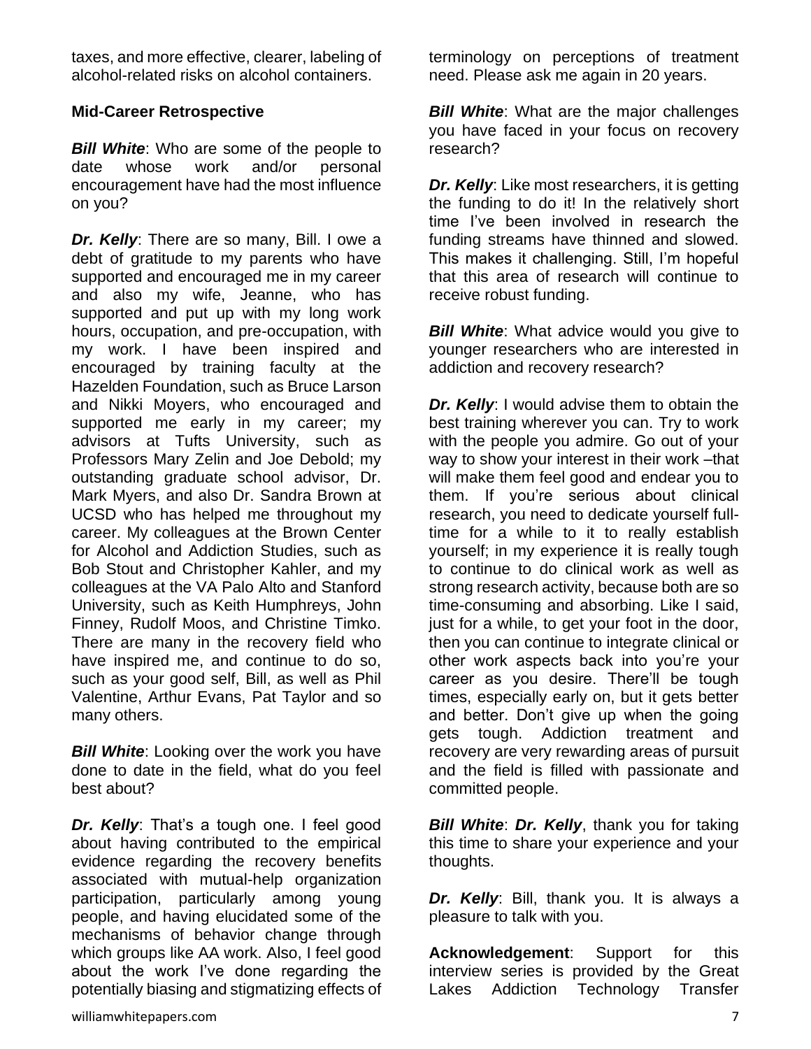taxes, and more effective, clearer, labeling of alcohol-related risks on alcohol containers.

## Mid-Career Retrospective

***Bill White***: Who are some of the people to date whose work and/or personal encouragement have had the most influence on you?

***Dr. Kelly***: There are so many, Bill. I owe a debt of gratitude to my parents who have supported and encouraged me in my career and also my wife, Jeanne, who has supported and put up with my long work hours, occupation, and pre-occupation, with my work. I have been inspired and encouraged by training faculty at the Hazelden Foundation, such as Bruce Larson and Nikki Moyers, who encouraged and supported me early in my career; my advisors at Tufts University, such as Professors Mary Zelin and Joe Debold; my outstanding graduate school advisor, Dr. Mark Myers, and also Dr. Sandra Brown at UCSD who has helped me throughout my career. My colleagues at the Brown Center for Alcohol and Addiction Studies, such as Bob Stout and Christopher Kahler, and my colleagues at the VA Palo Alto and Stanford University, such as Keith Humphreys, John Finney, Rudolf Moos, and Christine Timko. There are many in the recovery field who have inspired me, and continue to do so, such as your good self, Bill, as well as Phil Valentine, Arthur Evans, Pat Taylor and so many others.

***Bill White***: Looking over the work you have done to date in the field, what do you feel best about?

***Dr. Kelly***: That's a tough one. I feel good about having contributed to the empirical evidence regarding the recovery benefits associated with mutual-help organization participation, particularly among young people, and having elucidated some of the mechanisms of behavior change through which groups like AA work. Also, I feel good about the work I've done regarding the potentially biasing and stigmatizing effects of terminology on perceptions of treatment need. Please ask me again in 20 years.

***Bill White***: What are the major challenges you have faced in your focus on recovery research?

***Dr. Kelly***: Like most researchers, it is getting the funding to do it! In the relatively short time I've been involved in research the funding streams have thinned and slowed. This makes it challenging. Still, I'm hopeful that this area of research will continue to receive robust funding.

***Bill White***: What advice would you give to younger researchers who are interested in addiction and recovery research?

***Dr. Kelly***: I would advise them to obtain the best training wherever you can. Try to work with the people you admire. Go out of your way to show your interest in their work –that will make them feel good and endear you to them. If you're serious about clinical research, you need to dedicate yourself full-time for a while to it to really establish yourself; in my experience it is really tough to continue to do clinical work as well as strong research activity, because both are so time-consuming and absorbing. Like I said, just for a while, to get your foot in the door, then you can continue to integrate clinical or other work aspects back into you're your career as you desire. There'll be tough times, especially early on, but it gets better and better. Don't give up when the going gets tough. Addiction treatment and recovery are very rewarding areas of pursuit and the field is filled with passionate and committed people.

***Bill White***: ***Dr. Kelly***, thank you for taking this time to share your experience and your thoughts.

***Dr. Kelly***: Bill, thank you. It is always a pleasure to talk with you.

**Acknowledgement**: Support for this interview series is provided by the Great Lakes Addiction Technology Transfer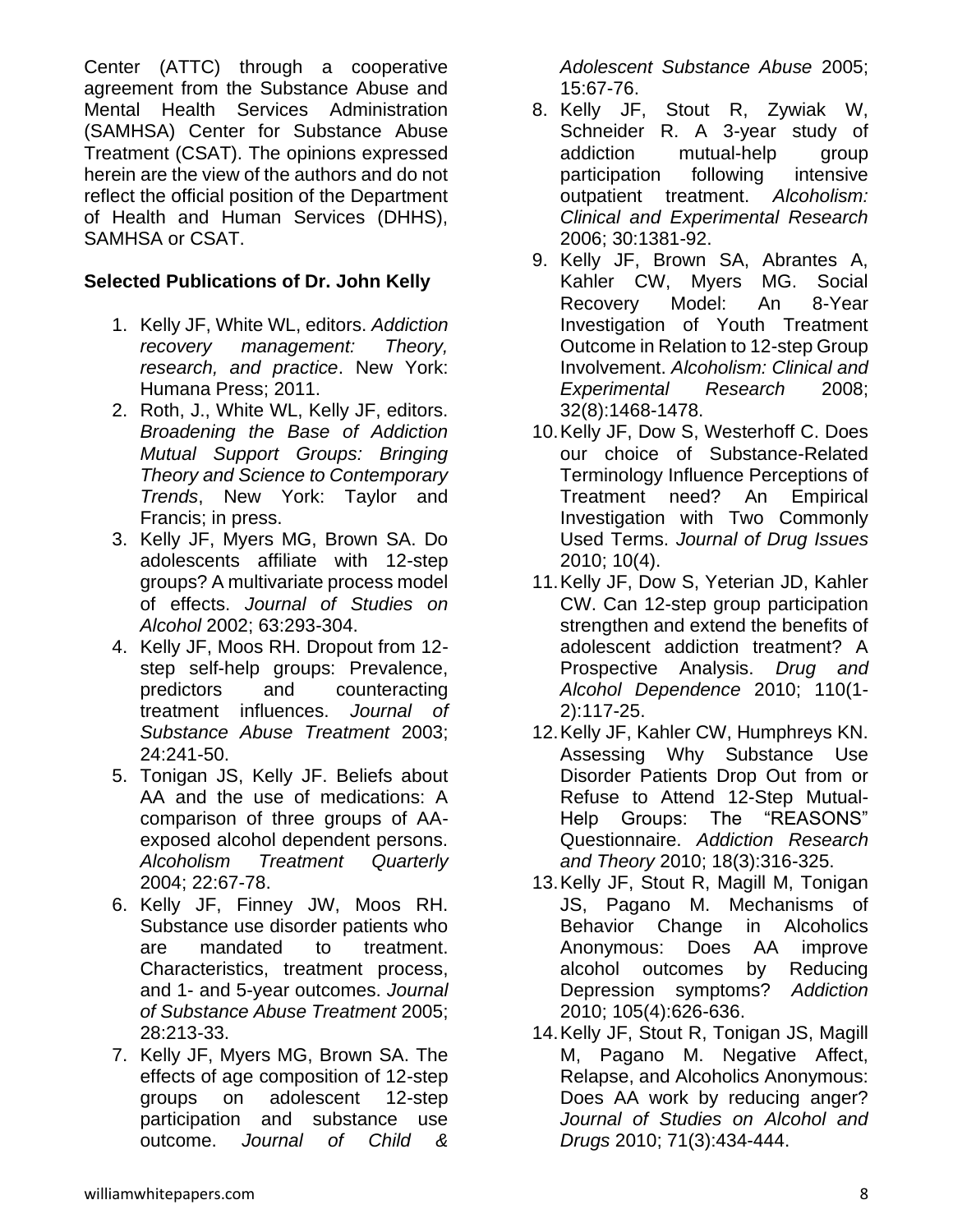Center (ATTC) through a cooperative agreement from the Substance Abuse and Mental Health Services Administration (SAMHSA) Center for Substance Abuse Treatment (CSAT). The opinions expressed herein are the view of the authors and do not reflect the official position of the Department of Health and Human Services (DHHS), SAMHSA or CSAT.

**Selected Publications of Dr. John Kelly**

1. Kelly JF, White WL, editors. *Addiction recovery management: Theory, research, and practice*. New York: Humana Press; 2011.
2. Roth, J., White WL, Kelly JF, editors. *Broadening the Base of Addiction Mutual Support Groups: Bringing Theory and Science to Contemporary Trends*, New York: Taylor and Francis; in press.
3. Kelly JF, Myers MG, Brown SA. Do adolescents affiliate with 12-step groups? A multivariate process model of effects. *Journal of Studies on Alcohol* 2002; 63:293-304.
4. Kelly JF, Moos RH. Dropout from 12-step self-help groups: Prevalence, predictors and counteracting treatment influences. *Journal of Substance Abuse Treatment* 2003; 24:241-50.
5. Tonigan JS, Kelly JF. Beliefs about AA and the use of medications: A comparison of three groups of AA-exposed alcohol dependent persons. *Alcoholism Treatment Quarterly* 2004; 22:67-78.
6. Kelly JF, Finney JW, Moos RH. Substance use disorder patients who are mandated to treatment. Characteristics, treatment process, and 1- and 5-year outcomes. *Journal of Substance Abuse Treatment* 2005; 28:213-33.
7. Kelly JF, Myers MG, Brown SA. The effects of age composition of 12-step groups on adolescent 12-step participation and substance use outcome. *Journal of Child & Adolescent Substance Abuse* 2005; 15:67-76.
8. Kelly JF, Stout R, Zywiak W, Schneider R. A 3-year study of addiction mutual-help group participation following intensive outpatient treatment. *Alcoholism: Clinical and Experimental Research* 2006; 30:1381-92.
9. Kelly JF, Brown SA, Abrantes A, Kahler CW, Myers MG. Social Recovery Model: An 8-Year Investigation of Youth Treatment Outcome in Relation to 12-step Group Involvement. *Alcoholism: Clinical and Experimental Research* 2008; 32(8):1468-1478.
10. Kelly JF, Dow S, Westerhoff C. Does our choice of Substance-Related Terminology Influence Perceptions of Treatment need? An Empirical Investigation with Two Commonly Used Terms. *Journal of Drug Issues* 2010; 10(4).
11. Kelly JF, Dow S, Yeterian JD, Kahler CW. Can 12-step group participation strengthen and extend the benefits of adolescent addiction treatment? A Prospective Analysis. *Drug and Alcohol Dependence* 2010; 110(1-2):117-25.
12. Kelly JF, Kahler CW, Humphreys KN. Assessing Why Substance Use Disorder Patients Drop Out from or Refuse to Attend 12-Step Mutual-Help Groups: The "REASONS" Questionnaire. *Addiction Research and Theory* 2010; 18(3):316-325.
13. Kelly JF, Stout R, Magill M, Tonigan JS, Pagano M. Mechanisms of Behavior Change in Alcoholics Anonymous: Does AA improve alcohol outcomes by Reducing Depression symptoms? *Addiction* 2010; 105(4):626-636.
14. Kelly JF, Stout R, Tonigan JS, Magill M, Pagano M. Negative Affect, Relapse, and Alcoholics Anonymous: Does AA work by reducing anger? *Journal of Studies on Alcohol and Drugs* 2010; 71(3):434-444.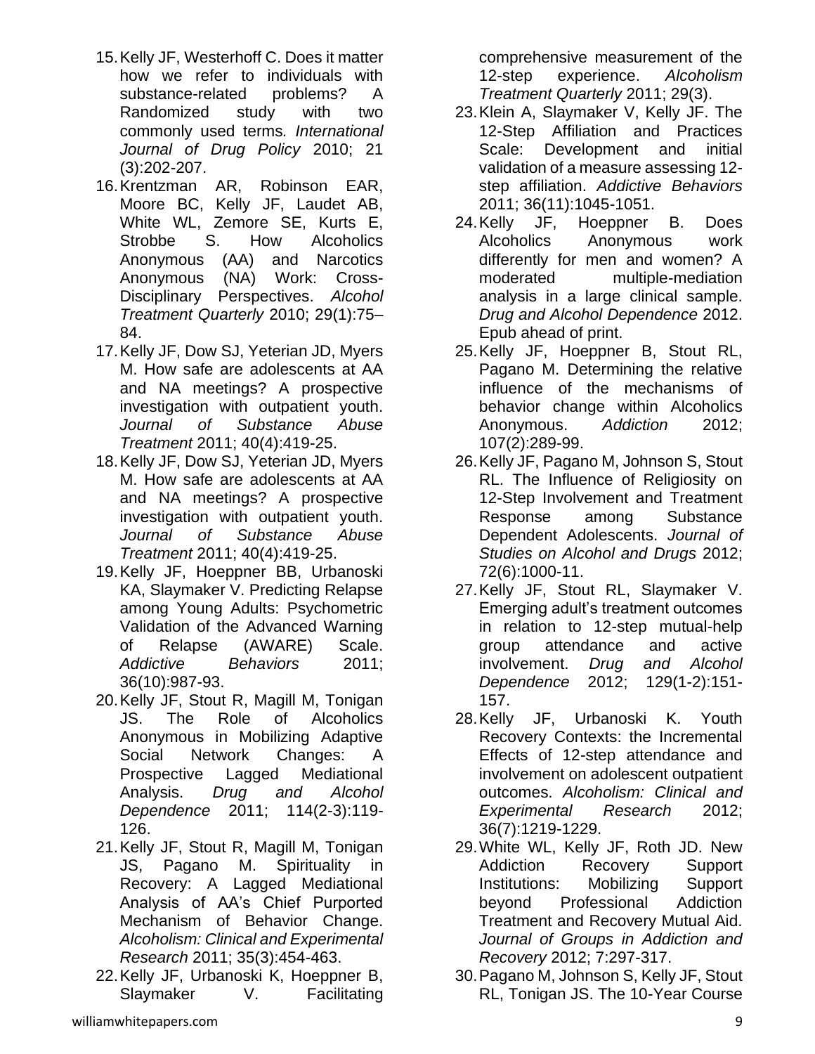15. Kelly JF, Westerhoff C. Does it matter how we refer to individuals with substance-related problems? A Randomized study with two commonly used terms. *International Journal of Drug Policy* 2010; 21 (3):202-207.
16. Krentzman AR, Robinson EAR, Moore BC, Kelly JF, Laudet AB, White WL, Zemore SE, Kurts E, Strobbe S. How Alcoholics Anonymous (AA) and Narcotics Anonymous (NA) Work: Cross-Disciplinary Perspectives. *Alcohol Treatment Quarterly* 2010; 29(1):75–84.
17. Kelly JF, Dow SJ, Yeterian JD, Myers M. How safe are adolescents at AA and NA meetings? A prospective investigation with outpatient youth. *Journal of Substance Abuse Treatment* 2011; 40(4):419-25.
18. Kelly JF, Dow SJ, Yeterian JD, Myers M. How safe are adolescents at AA and NA meetings? A prospective investigation with outpatient youth. *Journal of Substance Abuse Treatment* 2011; 40(4):419-25.
19. Kelly JF, Hoeppner BB, Urbanoski KA, Slaymaker V. Predicting Relapse among Young Adults: Psychometric Validation of the Advanced Warning of Relapse (AWARE) Scale. *Addictive Behaviors* 2011; 36(10):987-93.
20. Kelly JF, Stout R, Magill M, Tonigan JS. The Role of Alcoholics Anonymous in Mobilizing Adaptive Social Network Changes: A Prospective Lagged Mediational Analysis. *Drug and Alcohol Dependence* 2011; 114(2-3):119-126.
21. Kelly JF, Stout R, Magill M, Tonigan JS, Pagano M. Spirituality in Recovery: A Lagged Mediational Analysis of AA's Chief Purported Mechanism of Behavior Change. *Alcoholism: Clinical and Experimental Research* 2011; 35(3):454-463.
22. Kelly JF, Urbanoski K, Hoeppner B, Slaymaker V. Facilitating comprehensive measurement of the 12-step experience. *Alcoholism Treatment Quarterly* 2011; 29(3).
23. Klein A, Slaymaker V, Kelly JF. The 12-Step Affiliation and Practices Scale: Development and initial validation of a measure assessing 12-step affiliation. *Addictive Behaviors* 2011; 36(11):1045-1051.
24. Kelly JF, Hoeppner B. Does Alcoholics Anonymous work differently for men and women? A moderated multiple-mediation analysis in a large clinical sample. *Drug and Alcohol Dependence* 2012. Epub ahead of print.
25. Kelly JF, Hoeppner B, Stout RL, Pagano M. Determining the relative influence of the mechanisms of behavior change within Alcoholics Anonymous. *Addiction* 2012; 107(2):289-99.
26. Kelly JF, Pagano M, Johnson S, Stout RL. The Influence of Religiosity on 12-Step Involvement and Treatment Response among Substance Dependent Adolescents. *Journal of Studies on Alcohol and Drugs* 2012; 72(6):1000-11.
27. Kelly JF, Stout RL, Slaymaker V. Emerging adult's treatment outcomes in relation to 12-step mutual-help group attendance and active involvement. *Drug and Alcohol Dependence* 2012; 129(1-2):151-157.
28. Kelly JF, Urbanoski K. Youth Recovery Contexts: the Incremental Effects of 12-step attendance and involvement on adolescent outpatient outcomes. *Alcoholism: Clinical and Experimental Research* 2012; 36(7):1219-1229.
29. White WL, Kelly JF, Roth JD. New Addiction Recovery Support Institutions: Mobilizing Support beyond Professional Addiction Treatment and Recovery Mutual Aid. *Journal of Groups in Addiction and Recovery* 2012; 7:297-317.
30. Pagano M, Johnson S, Kelly JF, Stout RL, Tonigan JS. The 10-Year Course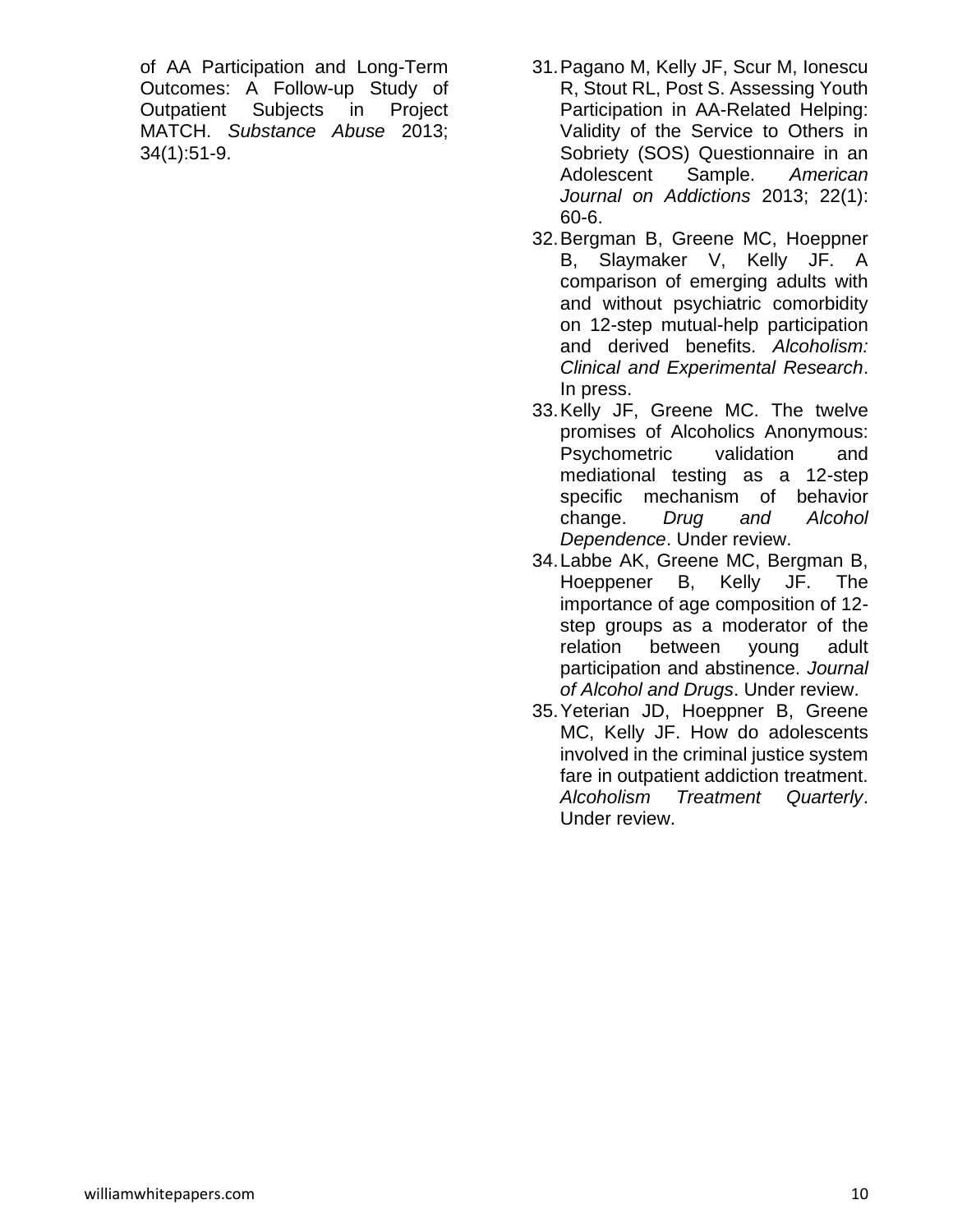of AA Participation and Long-Term Outcomes: A Follow-up Study of Outpatient Subjects in Project MATCH. *Substance Abuse* 2013; 34(1):51-9.

31. Pagano M, Kelly JF, Scur M, Ionescu R, Stout RL, Post S. Assessing Youth Participation in AA-Related Helping: Validity of the Service to Others in Sobriety (SOS) Questionnaire in an Adolescent Sample. *American Journal on Addictions* 2013; 22(1): 60-6.
32. Bergman B, Greene MC, Hoeppner B, Slaymaker V, Kelly JF. A comparison of emerging adults with and without psychiatric comorbidity on 12-step mutual-help participation and derived benefits. *Alcoholism: Clinical and Experimental Research*. In press.
33. Kelly JF, Greene MC. The twelve promises of Alcoholics Anonymous: Psychometric validation and mediational testing as a 12-step specific mechanism of behavior change. *Drug and Alcohol Dependence*. Under review.
34. Labbe AK, Greene MC, Bergman B, Hoeppener B, Kelly JF. The importance of age composition of 12-step groups as a moderator of the relation between young adult participation and abstinence. *Journal of Alcohol and Drugs*. Under review.
35. Yeterian JD, Hoeppner B, Greene MC, Kelly JF. How do adolescents involved in the criminal justice system fare in outpatient addiction treatment. *Alcoholism Treatment Quarterly*. Under review.